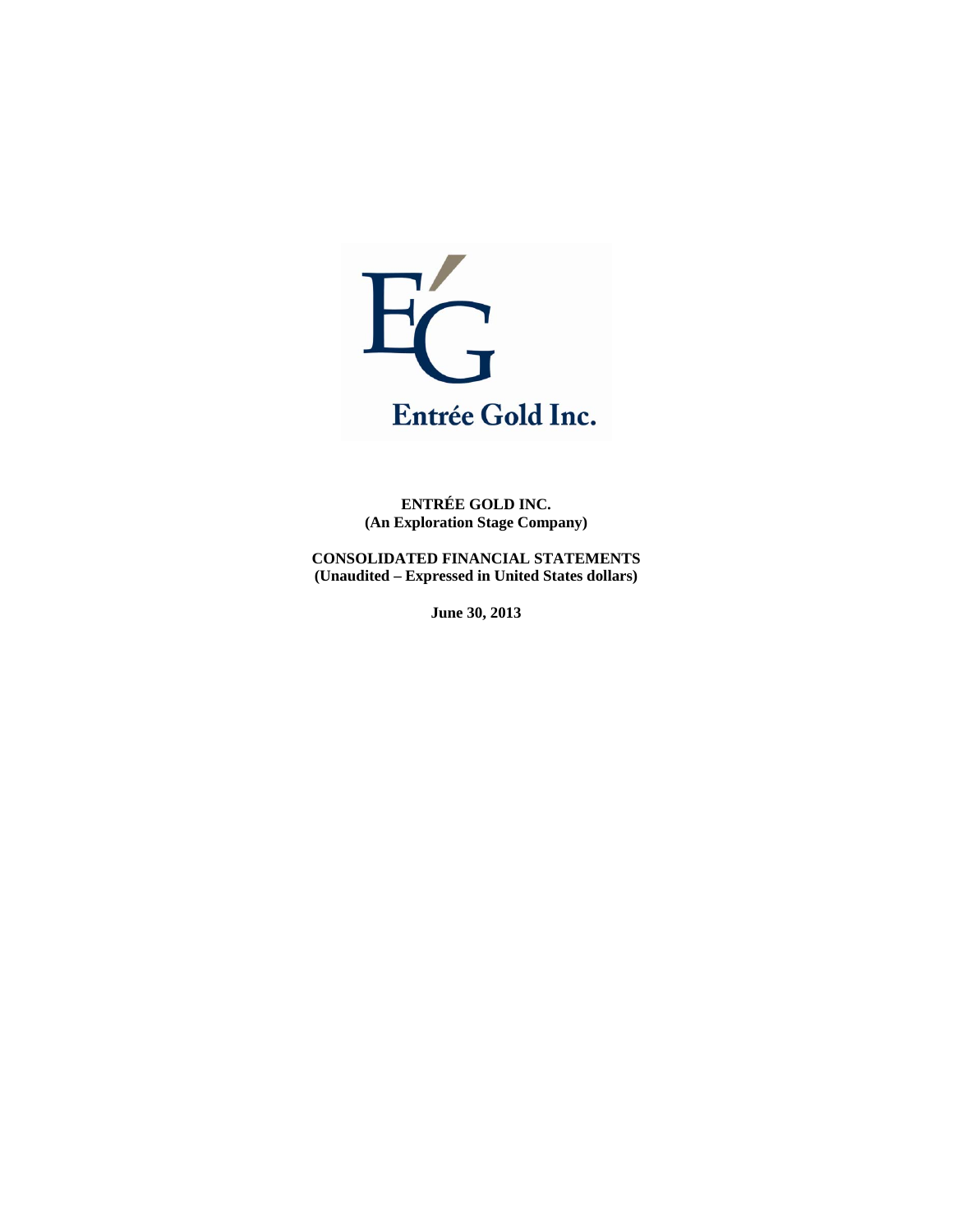Entrée Gold Inc.

**ENTRÉE GOLD INC.**
**(An Exploration Stage Company)**

**CONSOLIDATED FINANCIAL STATEMENTS**
**(Unaudited – Expressed in United States dollars)**

**June 30, 2013**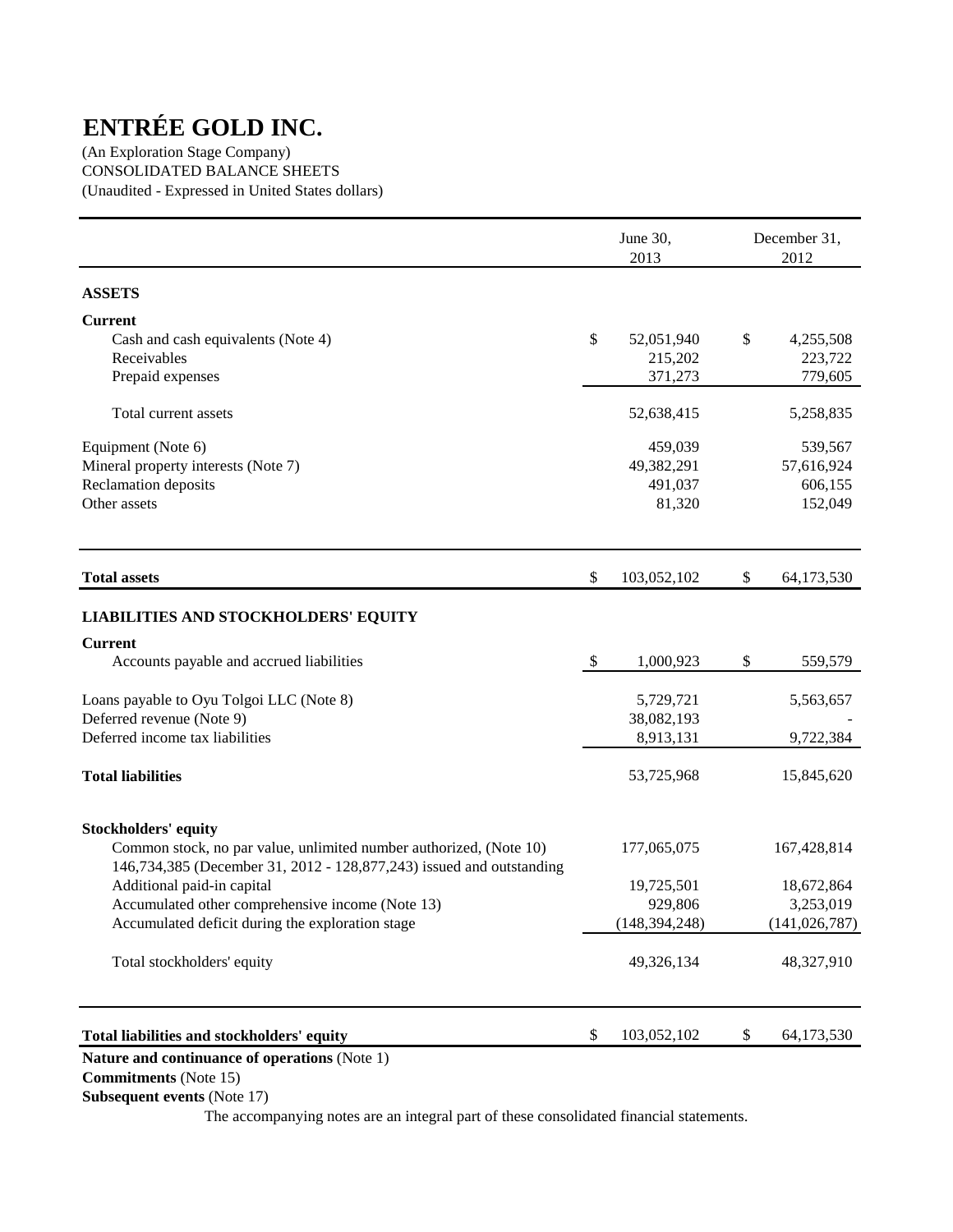# ENTRÉE GOLD INC.

(An Exploration Stage Company)
CONSOLIDATED BALANCE SHEETS
(Unaudited - Expressed in United States dollars)

| | June 30, 2013 | December 31, 2012 |
|---|---|---|
| **ASSETS** | | |
| **Current** | | |
| Cash and cash equivalents (Note 4) | $ 52,051,940 | $ 4,255,508 |
| Receivables | 215,202 | 223,722 |
| Prepaid expenses | 371,273 | 779,605 |
| Total current assets | 52,638,415 | 5,258,835 |
| Equipment (Note 6) | 459,039 | 539,567 |
| Mineral property interests (Note 7) | 49,382,291 | 57,616,924 |
| Reclamation deposits | 491,037 | 606,155 |
| Other assets | 81,320 | 152,049 |
| **Total assets** | $ 103,052,102 | $ 64,173,530 |
| **LIABILITIES AND STOCKHOLDERS' EQUITY** | | |
| **Current** | | |
| Accounts payable and accrued liabilities | $ 1,000,923 | $ 559,579 |
| Loans payable to Oyu Tolgoi LLC (Note 8) | 5,729,721 | 5,563,657 |
| Deferred revenue (Note 9) | 38,082,193 | - |
| Deferred income tax liabilities | 8,913,131 | 9,722,384 |
| **Total liabilities** | 53,725,968 | 15,845,620 |
| **Stockholders' equity** | | |
| Common stock, no par value, unlimited number authorized, (Note 10) 146,734,385 (December 31, 2012 - 128,877,243) issued and outstanding | 177,065,075 | 167,428,814 |
| Additional paid-in capital | 19,725,501 | 18,672,864 |
| Accumulated other comprehensive income (Note 13) | 929,806 | 3,253,019 |
| Accumulated deficit during the exploration stage | (148,394,248) | (141,026,787) |
| Total stockholders' equity | 49,326,134 | 48,327,910 |
| **Total liabilities and stockholders' equity** | $ 103,052,102 | $ 64,173,530 |

**Nature and continuance of operations** (Note 1)
**Commitments** (Note 15)
**Subsequent events** (Note 17)

The accompanying notes are an integral part of these consolidated financial statements.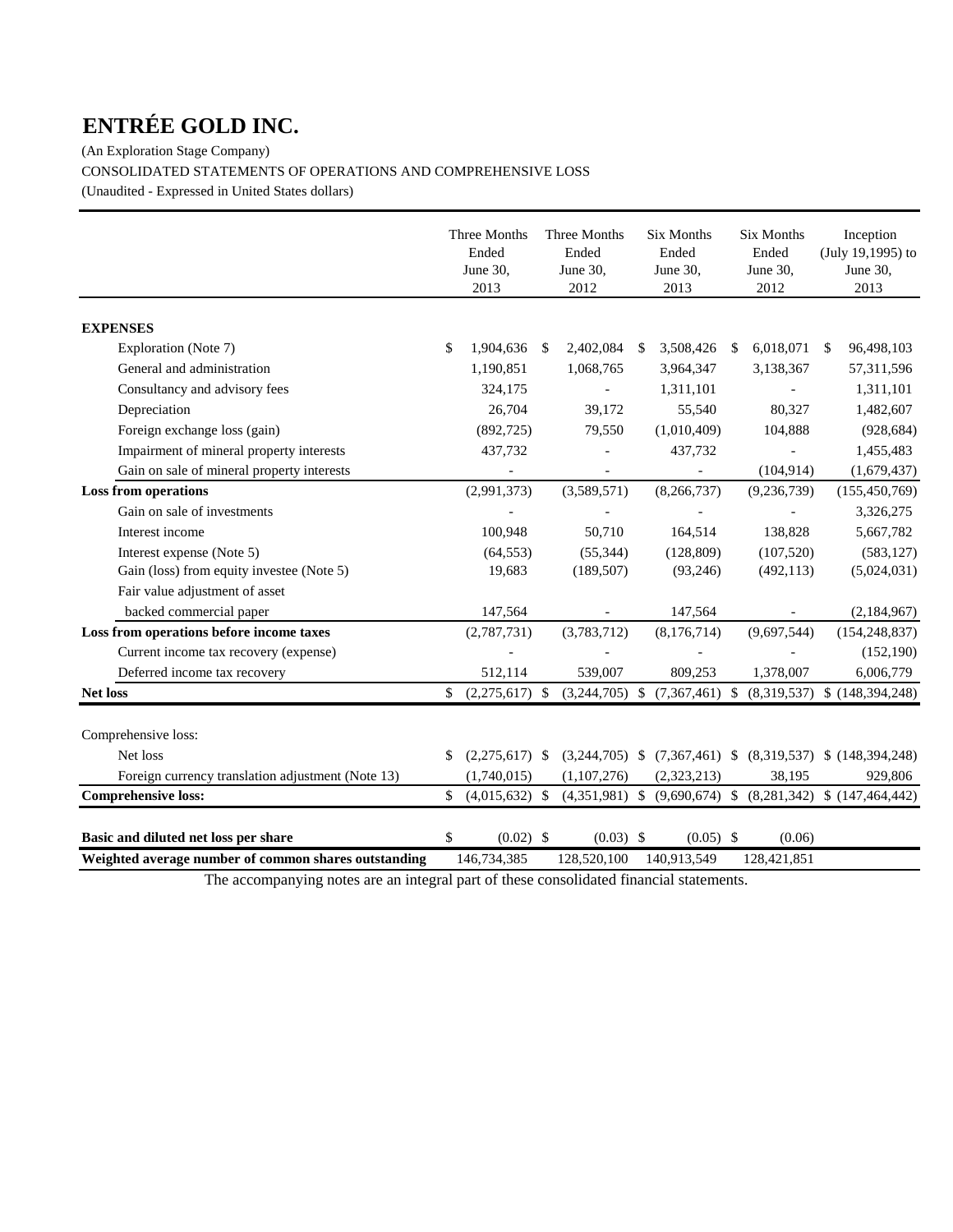# ENTRÉE GOLD INC.

(An Exploration Stage Company)

CONSOLIDATED STATEMENTS OF OPERATIONS AND COMPREHENSIVE LOSS

(Unaudited - Expressed in United States dollars)

| | Three Months Ended June 30, 2013 | Three Months Ended June 30, 2012 | Six Months Ended June 30, 2013 | Six Months Ended June 30, 2012 | Inception (July 19,1995) to June 30, 2013 |
|---|---|---|---|---|---|
| **EXPENSES** | | | | | |
| Exploration (Note 7) | $ 1,904,636 | $ 2,402,084 | $ 3,508,426 | $ 6,018,071 | $ 96,498,103 |
| General and administration | 1,190,851 | 1,068,765 | 3,964,347 | 3,138,367 | 57,311,596 |
| Consultancy and advisory fees | 324,175 | - | 1,311,101 | - | 1,311,101 |
| Depreciation | 26,704 | 39,172 | 55,540 | 80,327 | 1,482,607 |
| Foreign exchange loss (gain) | (892,725) | 79,550 | (1,010,409) | 104,888 | (928,684) |
| Impairment of mineral property interests | 437,732 | - | 437,732 | - | 1,455,483 |
| Gain on sale of mineral property interests | - | - | - | (104,914) | (1,679,437) |
| **Loss from operations** | (2,991,373) | (3,589,571) | (8,266,737) | (9,236,739) | (155,450,769) |
| Gain on sale of investments | - | - | - | - | 3,326,275 |
| Interest income | 100,948 | 50,710 | 164,514 | 138,828 | 5,667,782 |
| Interest expense (Note 5) | (64,553) | (55,344) | (128,809) | (107,520) | (583,127) |
| Gain (loss) from equity investee (Note 5) | 19,683 | (189,507) | (93,246) | (492,113) | (5,024,031) |
| Fair value adjustment of asset backed commercial paper | 147,564 | - | 147,564 | - | (2,184,967) |
| **Loss from operations before income taxes** | (2,787,731) | (3,783,712) | (8,176,714) | (9,697,544) | (154,248,837) |
| Current income tax recovery (expense) | - | - | - | - | (152,190) |
| Deferred income tax recovery | 512,114 | 539,007 | 809,253 | 1,378,007 | 6,006,779 |
| **Net loss** | $ (2,275,617) | $ (3,244,705) | $ (7,367,461) | $ (8,319,537) | $ (148,394,248) |
| | | | | | |
| Comprehensive loss: | | | | | |
| Net loss | $ (2,275,617) | $ (3,244,705) | $ (7,367,461) | $ (8,319,537) | $ (148,394,248) |
| Foreign currency translation adjustment (Note 13) | (1,740,015) | (1,107,276) | (2,323,213) | 38,195 | 929,806 |
| **Comprehensive loss:** | $ (4,015,632) | $ (4,351,981) | $ (9,690,674) | $ (8,281,342) | $ (147,464,442) |
| | | | | | |
| **Basic and diluted net loss per share** | $ (0.02) | $ (0.03) | $ (0.05) | $ (0.06) | |
| **Weighted average number of common shares outstanding** | 146,734,385 | 128,520,100 | 140,913,549 | 128,421,851 | |

The accompanying notes are an integral part of these consolidated financial statements.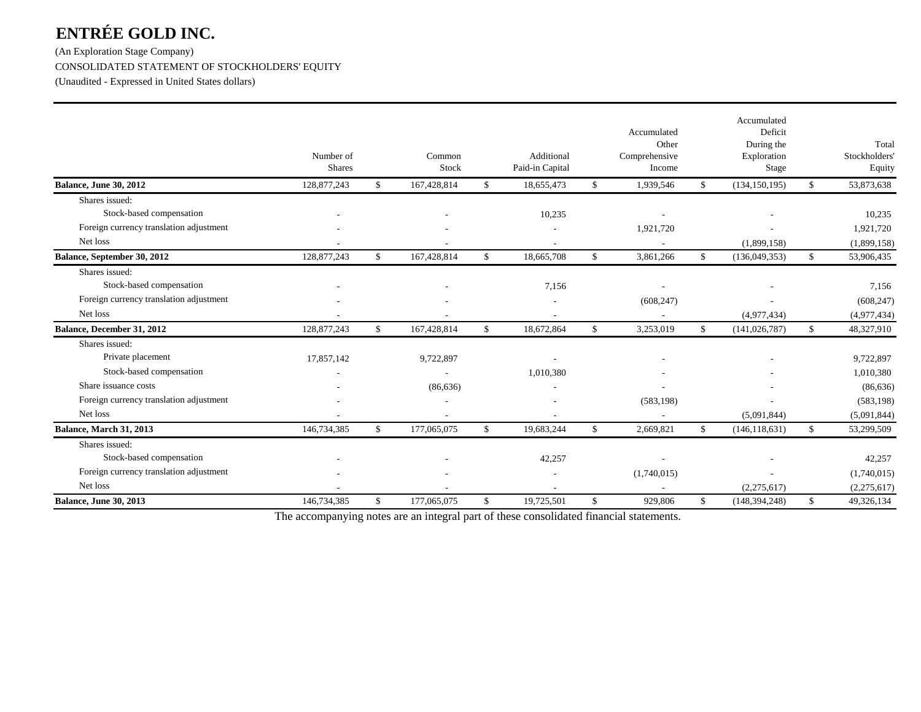# ENTRÉE GOLD INC.

(An Exploration Stage Company)

CONSOLIDATED STATEMENT OF STOCKHOLDERS' EQUITY

(Unaudited - Expressed in United States dollars)

| | Number of Shares | Common Stock | Additional Paid-in Capital | Accumulated Other Comprehensive Income | Accumulated Deficit During the Exploration Stage | Total Stockholders' Equity |
|---|---|---|---|---|---|---|
| **Balance, June 30, 2012** | 128,877,243 | $ 167,428,814 | $ 18,655,473 | $ 1,939,546 | $ (134,150,195) | $ 53,873,638 |
| Shares issued: | | | | | | |
| Stock-based compensation | - | - | 10,235 | - | - | 10,235 |
| Foreign currency translation adjustment | - | - | - | 1,921,720 | - | 1,921,720 |
| Net loss | - | - | - | - | (1,899,158) | (1,899,158) |
| **Balance, September 30, 2012** | 128,877,243 | $ 167,428,814 | $ 18,665,708 | $ 3,861,266 | $ (136,049,353) | $ 53,906,435 |
| Shares issued: | | | | | | |
| Stock-based compensation | - | - | 7,156 | - | - | 7,156 |
| Foreign currency translation adjustment | - | - | - | (608,247) | - | (608,247) |
| Net loss | - | - | - | - | (4,977,434) | (4,977,434) |
| **Balance, December 31, 2012** | 128,877,243 | $ 167,428,814 | $ 18,672,864 | $ 3,253,019 | $ (141,026,787) | $ 48,327,910 |
| Shares issued: | | | | | | |
| Private placement | 17,857,142 | 9,722,897 | - | - | - | 9,722,897 |
| Stock-based compensation | - | - | 1,010,380 | - | - | 1,010,380 |
| Share issuance costs | - | (86,636) | - | - | - | (86,636) |
| Foreign currency translation adjustment | - | - | - | (583,198) | - | (583,198) |
| Net loss | - | - | - | - | (5,091,844) | (5,091,844) |
| **Balance, March 31, 2013** | 146,734,385 | $ 177,065,075 | $ 19,683,244 | $ 2,669,821 | $ (146,118,631) | $ 53,299,509 |
| Shares issued: | | | | | | |
| Stock-based compensation | - | - | 42,257 | - | - | 42,257 |
| Foreign currency translation adjustment | - | - | - | (1,740,015) | - | (1,740,015) |
| Net loss | - | - | - | - | (2,275,617) | (2,275,617) |
| **Balance, June 30, 2013** | 146,734,385 | $ 177,065,075 | $ 19,725,501 | $ 929,806 | $ (148,394,248) | $ 49,326,134 |

The accompanying notes are an integral part of these consolidated financial statements.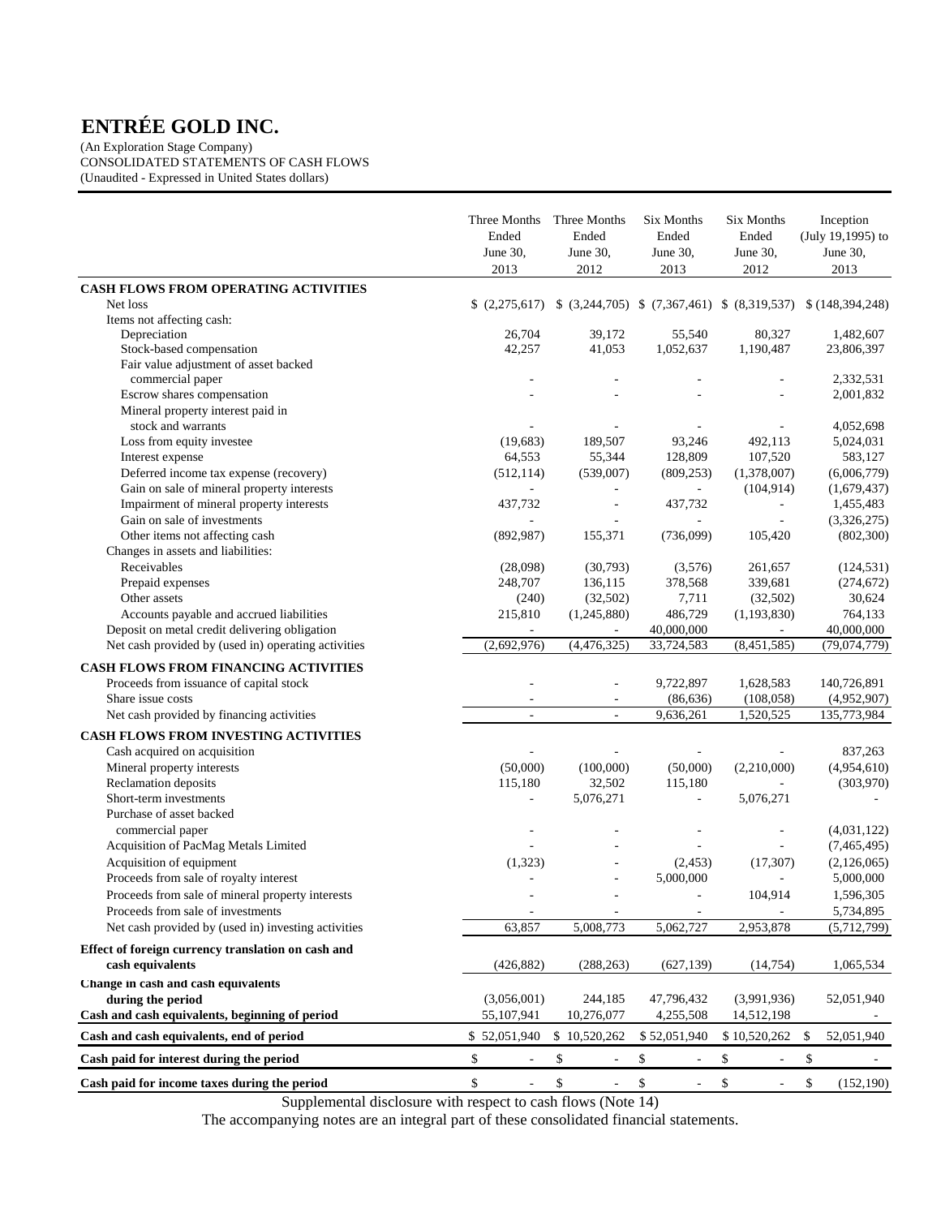# ENTRÉE GOLD INC.

(An Exploration Stage Company)
CONSOLIDATED STATEMENTS OF CASH FLOWS
(Unaudited - Expressed in United States dollars)

| | Three Months Ended June 30, 2013 | Three Months Ended June 30, 2012 | Six Months Ended June 30, 2013 | Six Months Ended June 30, 2012 | Inception (July 19,1995) to June 30, 2013 |
|---|---|---|---|---|---|
| **CASH FLOWS FROM OPERATING ACTIVITIES** | | | | | |
| Net loss | $ (2,275,617) | $ (3,244,705) | $ (7,367,461) | $ (8,319,537) | $ (148,394,248) |
| Items not affecting cash: | | | | | |
| Depreciation | 26,704 | 39,172 | 55,540 | 80,327 | 1,482,607 |
| Stock-based compensation | 42,257 | 41,053 | 1,052,637 | 1,190,487 | 23,806,397 |
| Fair value adjustment of asset backed commercial paper | - | - | - | - | 2,332,531 |
| Escrow shares compensation | - | - | - | - | 2,001,832 |
| Mineral property interest paid in stock and warrants | - | - | - | - | 4,052,698 |
| Loss from equity investee | (19,683) | 189,507 | 93,246 | 492,113 | 5,024,031 |
| Interest expense | 64,553 | 55,344 | 128,809 | 107,520 | 583,127 |
| Deferred income tax expense (recovery) | (512,114) | (539,007) | (809,253) | (1,378,007) | (6,006,779) |
| Gain on sale of mineral property interests | - | - | - | (104,914) | (1,679,437) |
| Impairment of mineral property interests | 437,732 | - | 437,732 | - | 1,455,483 |
| Gain on sale of investments | - | - | - | - | (3,326,275) |
| Other items not affecting cash | (892,987) | 155,371 | (736,099) | 105,420 | (802,300) |
| Changes in assets and liabilities: | | | | | |
| Receivables | (28,098) | (30,793) | (3,576) | 261,657 | (124,531) |
| Prepaid expenses | 248,707 | 136,115 | 378,568 | 339,681 | (274,672) |
| Other assets | (240) | (32,502) | 7,711 | (32,502) | 30,624 |
| Accounts payable and accrued liabilities | 215,810 | (1,245,880) | 486,729 | (1,193,830) | 764,133 |
| Deposit on metal credit delivering obligation | - | - | 40,000,000 | - | 40,000,000 |
| Net cash provided by (used in) operating activities | (2,692,976) | (4,476,325) | 33,724,583 | (8,451,585) | (79,074,779) |
| **CASH FLOWS FROM FINANCING ACTIVITIES** | | | | | |
| Proceeds from issuance of capital stock | - | - | 9,722,897 | 1,628,583 | 140,726,891 |
| Share issue costs | - | - | (86,636) | (108,058) | (4,952,907) |
| Net cash provided by financing activities | - | - | 9,636,261 | 1,520,525 | 135,773,984 |
| **CASH FLOWS FROM INVESTING ACTIVITIES** | | | | | |
| Cash acquired on acquisition | - | - | - | - | 837,263 |
| Mineral property interests | (50,000) | (100,000) | (50,000) | (2,210,000) | (4,954,610) |
| Reclamation deposits | 115,180 | 32,502 | 115,180 | - | (303,970) |
| Short-term investments | - | 5,076,271 | - | 5,076,271 | - |
| Purchase of asset backed commercial paper | - | - | - | - | (4,031,122) |
| Acquisition of PacMag Metals Limited | - | - | - | - | (7,465,495) |
| Acquisition of equipment | (1,323) | - | (2,453) | (17,307) | (2,126,065) |
| Proceeds from sale of royalty interest | - | - | 5,000,000 | - | 5,000,000 |
| Proceeds from sale of mineral property interests | - | - | - | 104,914 | 1,596,305 |
| Proceeds from sale of investments | - | - | - | - | 5,734,895 |
| Net cash provided by (used in) investing activities | 63,857 | 5,008,773 | 5,062,727 | 2,953,878 | (5,712,799) |
| **Effect of foreign currency translation on cash and cash equivalents** | (426,882) | (288,263) | (627,139) | (14,754) | 1,065,534 |
| **Change in cash and cash equivalents during the period** | (3,056,001) | 244,185 | 47,796,432 | (3,991,936) | 52,051,940 |
| **Cash and cash equivalents, beginning of period** | 55,107,941 | 10,276,077 | 4,255,508 | 14,512,198 | - |
| **Cash and cash equivalents, end of period** | $ 52,051,940 | $ 10,520,262 | $ 52,051,940 | $ 10,520,262 | $ 52,051,940 |
| **Cash paid for interest during the period** | $ - | $ - | $ - | $ - | $ - |
| **Cash paid for income taxes during the period** | $ - | $ - | $ - | $ - | $ (152,190) |

Supplemental disclosure with respect to cash flows (Note 14)

The accompanying notes are an integral part of these consolidated financial statements.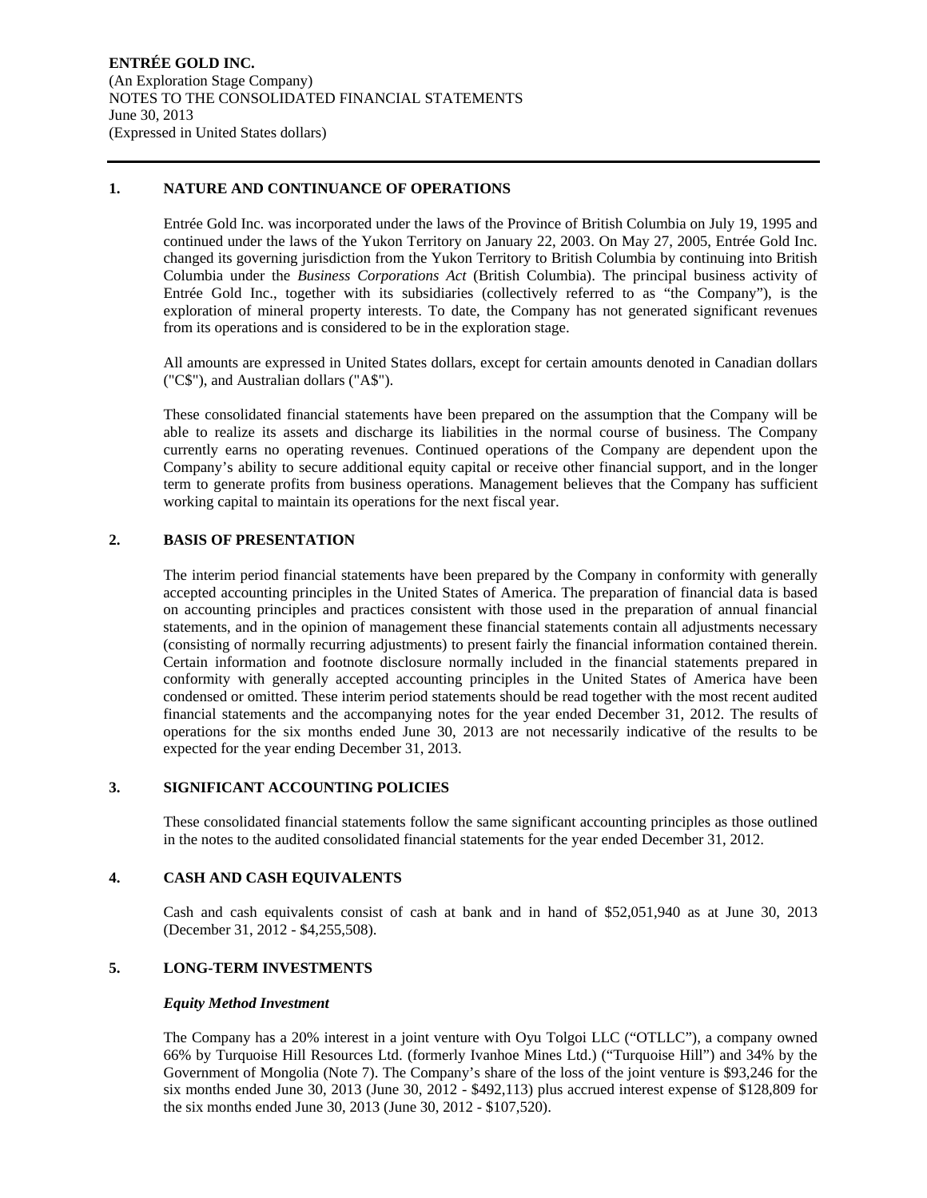**ENTRÉE GOLD INC.**
(An Exploration Stage Company)
NOTES TO THE CONSOLIDATED FINANCIAL STATEMENTS
June 30, 2013
(Expressed in United States dollars)

## 1. NATURE AND CONTINUANCE OF OPERATIONS

Entrée Gold Inc. was incorporated under the laws of the Province of British Columbia on July 19, 1995 and continued under the laws of the Yukon Territory on January 22, 2003. On May 27, 2005, Entrée Gold Inc. changed its governing jurisdiction from the Yukon Territory to British Columbia by continuing into British Columbia under the *Business Corporations Act* (British Columbia). The principal business activity of Entrée Gold Inc., together with its subsidiaries (collectively referred to as "the Company"), is the exploration of mineral property interests. To date, the Company has not generated significant revenues from its operations and is considered to be in the exploration stage.

All amounts are expressed in United States dollars, except for certain amounts denoted in Canadian dollars ("C$"), and Australian dollars ("A$").

These consolidated financial statements have been prepared on the assumption that the Company will be able to realize its assets and discharge its liabilities in the normal course of business. The Company currently earns no operating revenues. Continued operations of the Company are dependent upon the Company's ability to secure additional equity capital or receive other financial support, and in the longer term to generate profits from business operations. Management believes that the Company has sufficient working capital to maintain its operations for the next fiscal year.

## 2. BASIS OF PRESENTATION

The interim period financial statements have been prepared by the Company in conformity with generally accepted accounting principles in the United States of America. The preparation of financial data is based on accounting principles and practices consistent with those used in the preparation of annual financial statements, and in the opinion of management these financial statements contain all adjustments necessary (consisting of normally recurring adjustments) to present fairly the financial information contained therein. Certain information and footnote disclosure normally included in the financial statements prepared in conformity with generally accepted accounting principles in the United States of America have been condensed or omitted. These interim period statements should be read together with the most recent audited financial statements and the accompanying notes for the year ended December 31, 2012. The results of operations for the six months ended June 30, 2013 are not necessarily indicative of the results to be expected for the year ending December 31, 2013.

## 3. SIGNIFICANT ACCOUNTING POLICIES

These consolidated financial statements follow the same significant accounting principles as those outlined in the notes to the audited consolidated financial statements for the year ended December 31, 2012.

## 4. CASH AND CASH EQUIVALENTS

Cash and cash equivalents consist of cash at bank and in hand of $52,051,940 as at June 30, 2013 (December 31, 2012 - $4,255,508).

## 5. LONG-TERM INVESTMENTS

### *Equity Method Investment*

The Company has a 20% interest in a joint venture with Oyu Tolgoi LLC ("OTLLC"), a company owned 66% by Turquoise Hill Resources Ltd. (formerly Ivanhoe Mines Ltd.) ("Turquoise Hill") and 34% by the Government of Mongolia (Note 7). The Company's share of the loss of the joint venture is $93,246 for the six months ended June 30, 2013 (June 30, 2012 - $492,113) plus accrued interest expense of $128,809 for the six months ended June 30, 2013 (June 30, 2012 - $107,520).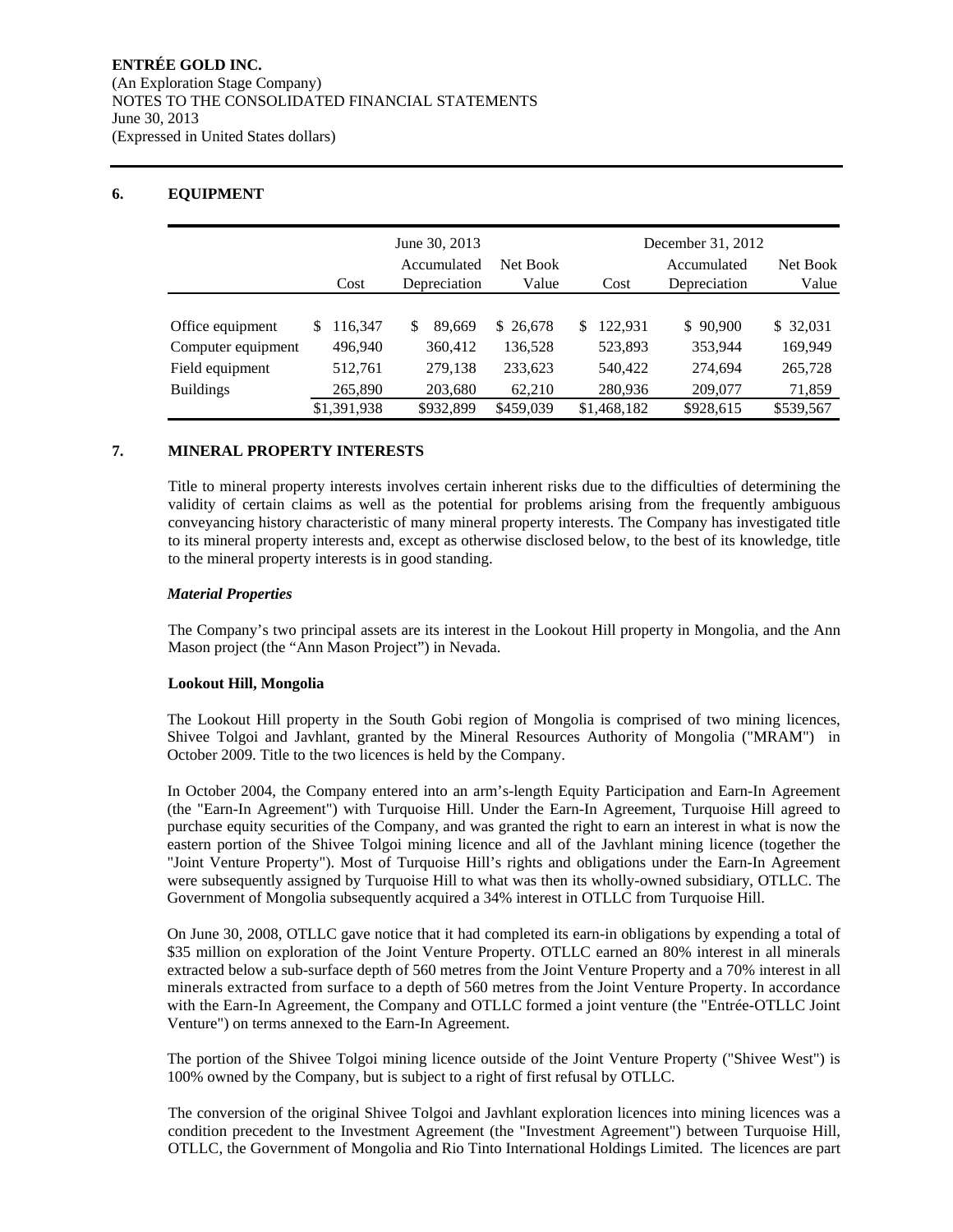## 6. EQUIPMENT

| | June 30, 2013 | | | December 31, 2012 | | |
|---|---|---|---|---|---|---|
| | Cost | Accumulated Depreciation | Net Book Value | Cost | Accumulated Depreciation | Net Book Value |
| Office equipment | $ 116,347 | $ 89,669 | $ 26,678 | $ 122,931 | $ 90,900 | $ 32,031 |
| Computer equipment | 496,940 | 360,412 | 136,528 | 523,893 | 353,944 | 169,949 |
| Field equipment | 512,761 | 279,138 | 233,623 | 540,422 | 274,694 | 265,728 |
| Buildings | 265,890 | 203,680 | 62,210 | 280,936 | 209,077 | 71,859 |
| | $1,391,938 | $932,899 | $459,039 | $1,468,182 | $928,615 | $539,567 |

## 7. MINERAL PROPERTY INTERESTS

Title to mineral property interests involves certain inherent risks due to the difficulties of determining the validity of certain claims as well as the potential for problems arising from the frequently ambiguous conveyancing history characteristic of many mineral property interests. The Company has investigated title to its mineral property interests and, except as otherwise disclosed below, to the best of its knowledge, title to the mineral property interests is in good standing.

***Material Properties***

The Company's two principal assets are its interest in the Lookout Hill property in Mongolia, and the Ann Mason project (the "Ann Mason Project") in Nevada.

**Lookout Hill, Mongolia**

The Lookout Hill property in the South Gobi region of Mongolia is comprised of two mining licences, Shivee Tolgoi and Javhlant, granted by the Mineral Resources Authority of Mongolia ("MRAM") in October 2009. Title to the two licences is held by the Company.

In October 2004, the Company entered into an arm's-length Equity Participation and Earn-In Agreement (the "Earn-In Agreement") with Turquoise Hill. Under the Earn-In Agreement, Turquoise Hill agreed to purchase equity securities of the Company, and was granted the right to earn an interest in what is now the eastern portion of the Shivee Tolgoi mining licence and all of the Javhlant mining licence (together the "Joint Venture Property"). Most of Turquoise Hill's rights and obligations under the Earn-In Agreement were subsequently assigned by Turquoise Hill to what was then its wholly-owned subsidiary, OTLLC. The Government of Mongolia subsequently acquired a 34% interest in OTLLC from Turquoise Hill.

On June 30, 2008, OTLLC gave notice that it had completed its earn-in obligations by expending a total of \$35 million on exploration of the Joint Venture Property. OTLLC earned an 80% interest in all minerals extracted below a sub-surface depth of 560 metres from the Joint Venture Property and a 70% interest in all minerals extracted from surface to a depth of 560 metres from the Joint Venture Property. In accordance with the Earn-In Agreement, the Company and OTLLC formed a joint venture (the "Entrée-OTLLC Joint Venture") on terms annexed to the Earn-In Agreement.

The portion of the Shivee Tolgoi mining licence outside of the Joint Venture Property ("Shivee West") is 100% owned by the Company, but is subject to a right of first refusal by OTLLC.

The conversion of the original Shivee Tolgoi and Javhlant exploration licences into mining licences was a condition precedent to the Investment Agreement (the "Investment Agreement") between Turquoise Hill, OTLLC, the Government of Mongolia and Rio Tinto International Holdings Limited. The licences are part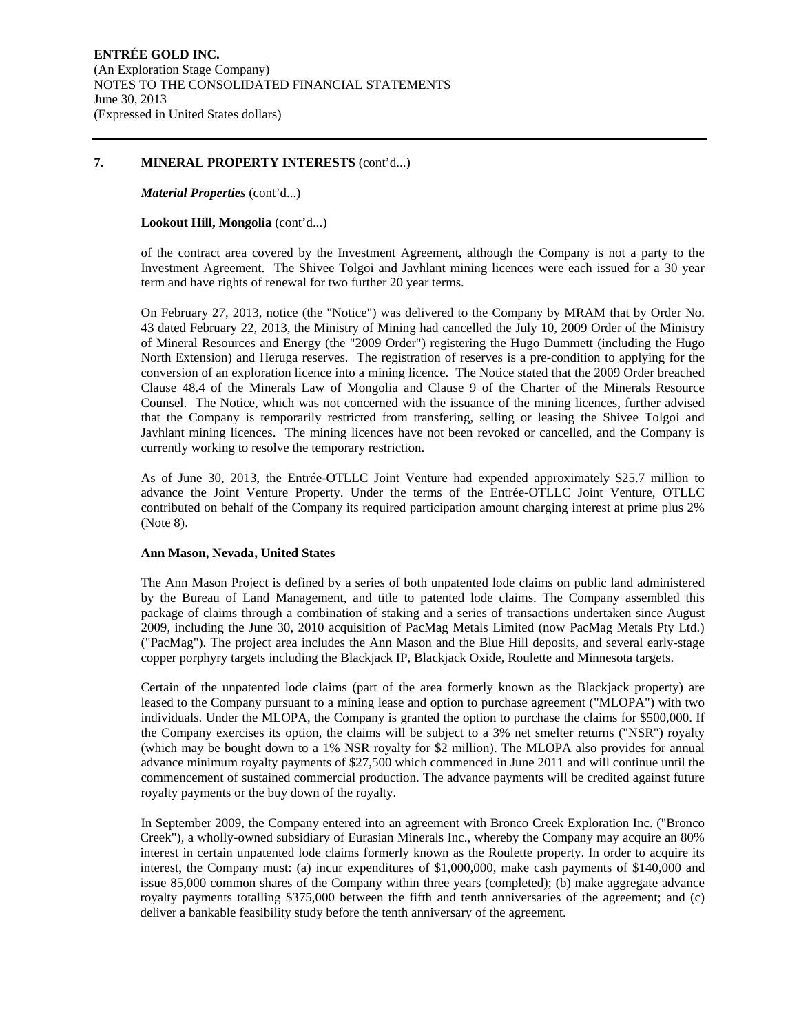## 7. MINERAL PROPERTY INTERESTS (cont'd...)

***Material Properties*** (cont'd...)

**Lookout Hill, Mongolia** (cont'd...)

of the contract area covered by the Investment Agreement, although the Company is not a party to the Investment Agreement. The Shivee Tolgoi and Javhlant mining licences were each issued for a 30 year term and have rights of renewal for two further 20 year terms.

On February 27, 2013, notice (the "Notice") was delivered to the Company by MRAM that by Order No. 43 dated February 22, 2013, the Ministry of Mining had cancelled the July 10, 2009 Order of the Ministry of Mineral Resources and Energy (the "2009 Order") registering the Hugo Dummett (including the Hugo North Extension) and Heruga reserves. The registration of reserves is a pre-condition to applying for the conversion of an exploration licence into a mining licence. The Notice stated that the 2009 Order breached Clause 48.4 of the Minerals Law of Mongolia and Clause 9 of the Charter of the Minerals Resource Counsel. The Notice, which was not concerned with the issuance of the mining licences, further advised that the Company is temporarily restricted from transfering, selling or leasing the Shivee Tolgoi and Javhlant mining licences. The mining licences have not been revoked or cancelled, and the Company is currently working to resolve the temporary restriction.

As of June 30, 2013, the Entrée-OTLLC Joint Venture had expended approximately $25.7 million to advance the Joint Venture Property. Under the terms of the Entrée-OTLLC Joint Venture, OTLLC contributed on behalf of the Company its required participation amount charging interest at prime plus 2% (Note 8).

**Ann Mason, Nevada, United States**

The Ann Mason Project is defined by a series of both unpatented lode claims on public land administered by the Bureau of Land Management, and title to patented lode claims. The Company assembled this package of claims through a combination of staking and a series of transactions undertaken since August 2009, including the June 30, 2010 acquisition of PacMag Metals Limited (now PacMag Metals Pty Ltd.) ("PacMag"). The project area includes the Ann Mason and the Blue Hill deposits, and several early-stage copper porphyry targets including the Blackjack IP, Blackjack Oxide, Roulette and Minnesota targets.

Certain of the unpatented lode claims (part of the area formerly known as the Blackjack property) are leased to the Company pursuant to a mining lease and option to purchase agreement ("MLOPA") with two individuals. Under the MLOPA, the Company is granted the option to purchase the claims for $500,000. If the Company exercises its option, the claims will be subject to a 3% net smelter returns ("NSR") royalty (which may be bought down to a 1% NSR royalty for $2 million). The MLOPA also provides for annual advance minimum royalty payments of $27,500 which commenced in June 2011 and will continue until the commencement of sustained commercial production. The advance payments will be credited against future royalty payments or the buy down of the royalty.

In September 2009, the Company entered into an agreement with Bronco Creek Exploration Inc. ("Bronco Creek"), a wholly-owned subsidiary of Eurasian Minerals Inc., whereby the Company may acquire an 80% interest in certain unpatented lode claims formerly known as the Roulette property. In order to acquire its interest, the Company must: (a) incur expenditures of $1,000,000, make cash payments of $140,000 and issue 85,000 common shares of the Company within three years (completed); (b) make aggregate advance royalty payments totalling $375,000 between the fifth and tenth anniversaries of the agreement; and (c) deliver a bankable feasibility study before the tenth anniversary of the agreement.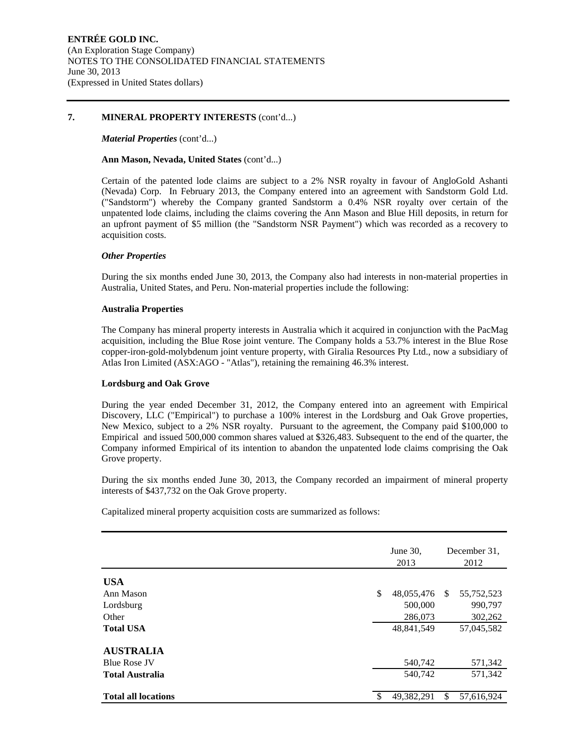## 7. MINERAL PROPERTY INTERESTS (cont'd...)

***Material Properties*** (cont'd...)

**Ann Mason, Nevada, United States** (cont'd...)

Certain of the patented lode claims are subject to a 2% NSR royalty in favour of AngloGold Ashanti (Nevada) Corp. In February 2013, the Company entered into an agreement with Sandstorm Gold Ltd. ("Sandstorm") whereby the Company granted Sandstorm a 0.4% NSR royalty over certain of the unpatented lode claims, including the claims covering the Ann Mason and Blue Hill deposits, in return for an upfront payment of $5 million (the "Sandstorm NSR Payment") which was recorded as a recovery to acquisition costs.

***Other Properties***

During the six months ended June 30, 2013, the Company also had interests in non-material properties in Australia, United States, and Peru. Non-material properties include the following:

**Australia Properties**

The Company has mineral property interests in Australia which it acquired in conjunction with the PacMag acquisition, including the Blue Rose joint venture. The Company holds a 53.7% interest in the Blue Rose copper-iron-gold-molybdenum joint venture property, with Giralia Resources Pty Ltd., now a subsidiary of Atlas Iron Limited (ASX:AGO - "Atlas"), retaining the remaining 46.3% interest.

**Lordsburg and Oak Grove**

During the year ended December 31, 2012, the Company entered into an agreement with Empirical Discovery, LLC ("Empirical") to purchase a 100% interest in the Lordsburg and Oak Grove properties, New Mexico, subject to a 2% NSR royalty. Pursuant to the agreement, the Company paid $100,000 to Empirical and issued 500,000 common shares valued at $326,483. Subsequent to the end of the quarter, the Company informed Empirical of its intention to abandon the unpatented lode claims comprising the Oak Grove property.

During the six months ended June 30, 2013, the Company recorded an impairment of mineral property interests of $437,732 on the Oak Grove property.

Capitalized mineral property acquisition costs are summarized as follows:

| | June 30, 2013 | December 31, 2012 |
|---|---|---|
| **USA** | | |
| Ann Mason | $ 48,055,476 | $ 55,752,523 |
| Lordsburg | 500,000 | 990,797 |
| Other | 286,073 | 302,262 |
| **Total USA** | 48,841,549 | 57,045,582 |
| **AUSTRALIA** | | |
| Blue Rose JV | 540,742 | 571,342 |
| **Total Australia** | 540,742 | 571,342 |
| **Total all locations** | $ 49,382,291 | $ 57,616,924 |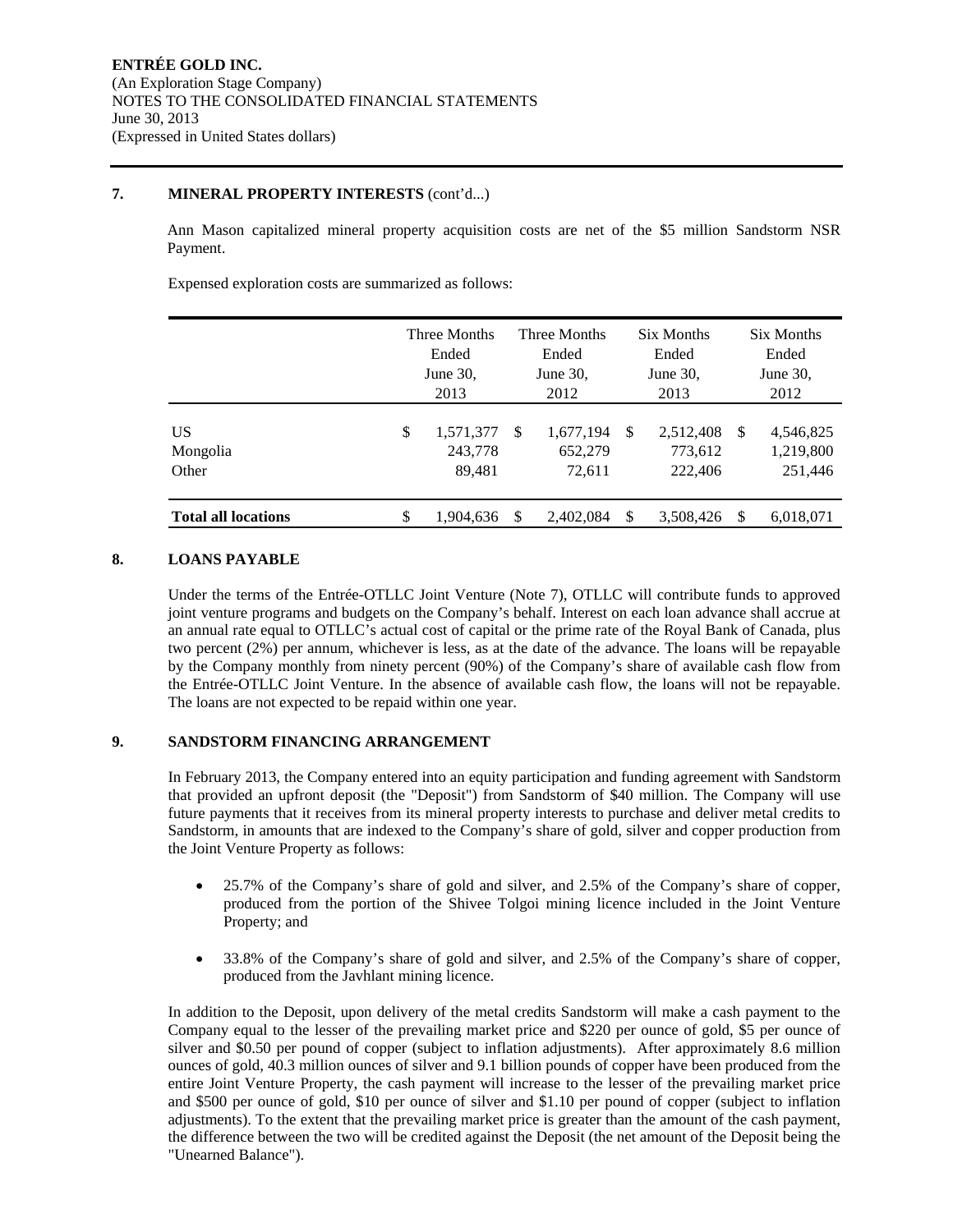ENTRÉE GOLD INC.
(An Exploration Stage Company)
NOTES TO THE CONSOLIDATED FINANCIAL STATEMENTS
June 30, 2013
(Expressed in United States dollars)

## 7. MINERAL PROPERTY INTERESTS (cont'd...)

Ann Mason capitalized mineral property acquisition costs are net of the $5 million Sandstorm NSR Payment.

Expensed exploration costs are summarized as follows:

| | Three Months Ended June 30, 2013 | Three Months Ended June 30, 2012 | Six Months Ended June 30, 2013 | Six Months Ended June 30, 2012 |
|---|---|---|---|---|
| US | $ 1,571,377 | $ 1,677,194 | $ 2,512,408 | $ 4,546,825 |
| Mongolia | 243,778 | 652,279 | 773,612 | 1,219,800 |
| Other | 89,481 | 72,611 | 222,406 | 251,446 |
| **Total all locations** | $ 1,904,636 | $ 2,402,084 | $ 3,508,426 | $ 6,018,071 |

## 8. LOANS PAYABLE

Under the terms of the Entrée-OTLLC Joint Venture (Note 7), OTLLC will contribute funds to approved joint venture programs and budgets on the Company's behalf. Interest on each loan advance shall accrue at an annual rate equal to OTLLC's actual cost of capital or the prime rate of the Royal Bank of Canada, plus two percent (2%) per annum, whichever is less, as at the date of the advance. The loans will be repayable by the Company monthly from ninety percent (90%) of the Company's share of available cash flow from the Entrée-OTLLC Joint Venture. In the absence of available cash flow, the loans will not be repayable. The loans are not expected to be repaid within one year.

## 9. SANDSTORM FINANCING ARRANGEMENT

In February 2013, the Company entered into an equity participation and funding agreement with Sandstorm that provided an upfront deposit (the "Deposit") from Sandstorm of $40 million. The Company will use future payments that it receives from its mineral property interests to purchase and deliver metal credits to Sandstorm, in amounts that are indexed to the Company's share of gold, silver and copper production from the Joint Venture Property as follows:

- 25.7% of the Company's share of gold and silver, and 2.5% of the Company's share of copper, produced from the portion of the Shivee Tolgoi mining licence included in the Joint Venture Property; and
- 33.8% of the Company's share of gold and silver, and 2.5% of the Company's share of copper, produced from the Javhlant mining licence.

In addition to the Deposit, upon delivery of the metal credits Sandstorm will make a cash payment to the Company equal to the lesser of the prevailing market price and $220 per ounce of gold, $5 per ounce of silver and $0.50 per pound of copper (subject to inflation adjustments). After approximately 8.6 million ounces of gold, 40.3 million ounces of silver and 9.1 billion pounds of copper have been produced from the entire Joint Venture Property, the cash payment will increase to the lesser of the prevailing market price and $500 per ounce of gold, $10 per ounce of silver and $1.10 per pound of copper (subject to inflation adjustments). To the extent that the prevailing market price is greater than the amount of the cash payment, the difference between the two will be credited against the Deposit (the net amount of the Deposit being the "Unearned Balance").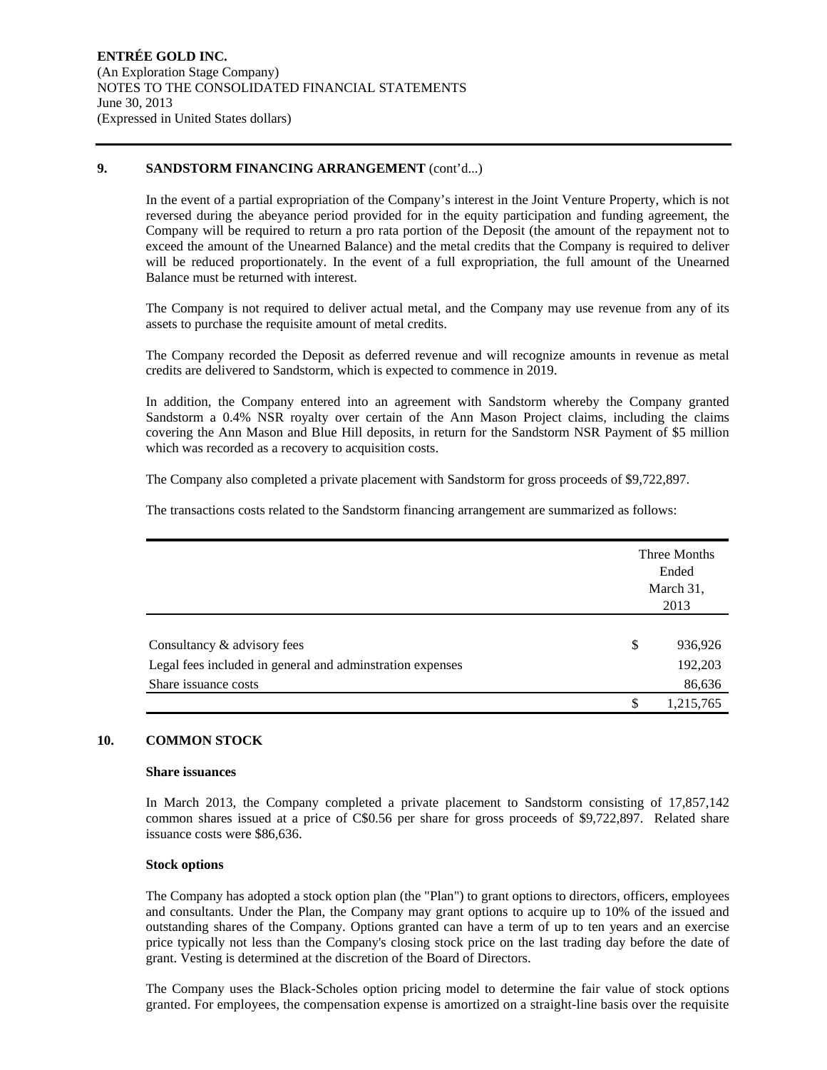## 9. SANDSTORM FINANCING ARRANGEMENT (cont'd...)

In the event of a partial expropriation of the Company's interest in the Joint Venture Property, which is not reversed during the abeyance period provided for in the equity participation and funding agreement, the Company will be required to return a pro rata portion of the Deposit (the amount of the repayment not to exceed the amount of the Unearned Balance) and the metal credits that the Company is required to deliver will be reduced proportionately. In the event of a full expropriation, the full amount of the Unearned Balance must be returned with interest.

The Company is not required to deliver actual metal, and the Company may use revenue from any of its assets to purchase the requisite amount of metal credits.

The Company recorded the Deposit as deferred revenue and will recognize amounts in revenue as metal credits are delivered to Sandstorm, which is expected to commence in 2019.

In addition, the Company entered into an agreement with Sandstorm whereby the Company granted Sandstorm a 0.4% NSR royalty over certain of the Ann Mason Project claims, including the claims covering the Ann Mason and Blue Hill deposits, in return for the Sandstorm NSR Payment of $5 million which was recorded as a recovery to acquisition costs.

The Company also completed a private placement with Sandstorm for gross proceeds of $9,722,897.

The transactions costs related to the Sandstorm financing arrangement are summarized as follows:

| | Three Months Ended March 31, 2013 |
|---|---|
| Consultancy & advisory fees | $ 936,926 |
| Legal fees included in general and adminstration expenses | 192,203 |
| Share issuance costs | 86,636 |
| | $ 1,215,765 |

## 10. COMMON STOCK

### Share issuances

In March 2013, the Company completed a private placement to Sandstorm consisting of 17,857,142 common shares issued at a price of C$0.56 per share for gross proceeds of $9,722,897. Related share issuance costs were $86,636.

### Stock options

The Company has adopted a stock option plan (the "Plan") to grant options to directors, officers, employees and consultants. Under the Plan, the Company may grant options to acquire up to 10% of the issued and outstanding shares of the Company. Options granted can have a term of up to ten years and an exercise price typically not less than the Company's closing stock price on the last trading day before the date of grant. Vesting is determined at the discretion of the Board of Directors.

The Company uses the Black-Scholes option pricing model to determine the fair value of stock options granted. For employees, the compensation expense is amortized on a straight-line basis over the requisite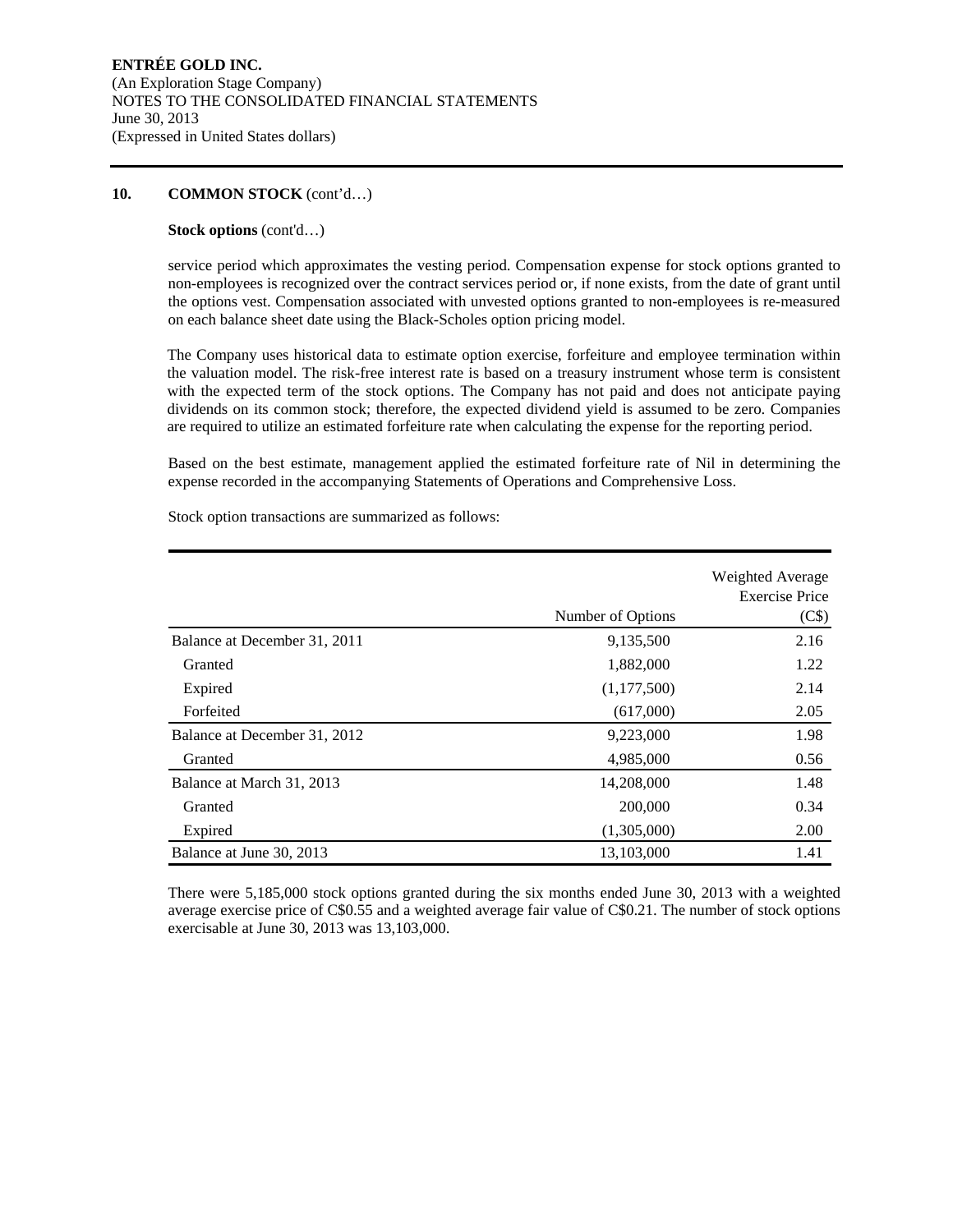## 10. COMMON STOCK (cont'd…)

**Stock options** (cont'd…)

service period which approximates the vesting period. Compensation expense for stock options granted to non-employees is recognized over the contract services period or, if none exists, from the date of grant until the options vest. Compensation associated with unvested options granted to non-employees is re-measured on each balance sheet date using the Black-Scholes option pricing model.

The Company uses historical data to estimate option exercise, forfeiture and employee termination within the valuation model. The risk-free interest rate is based on a treasury instrument whose term is consistent with the expected term of the stock options. The Company has not paid and does not anticipate paying dividends on its common stock; therefore, the expected dividend yield is assumed to be zero. Companies are required to utilize an estimated forfeiture rate when calculating the expense for the reporting period.

Based on the best estimate, management applied the estimated forfeiture rate of Nil in determining the expense recorded in the accompanying Statements of Operations and Comprehensive Loss.

Stock option transactions are summarized as follows:

| | Number of Options | Weighted Average Exercise Price (C$) |
|---|---|---|
| Balance at December 31, 2011 | 9,135,500 | 2.16 |
| Granted | 1,882,000 | 1.22 |
| Expired | (1,177,500) | 2.14 |
| Forfeited | (617,000) | 2.05 |
| Balance at December 31, 2012 | 9,223,000 | 1.98 |
| Granted | 4,985,000 | 0.56 |
| Balance at March 31, 2013 | 14,208,000 | 1.48 |
| Granted | 200,000 | 0.34 |
| Expired | (1,305,000) | 2.00 |
| Balance at June 30, 2013 | 13,103,000 | 1.41 |

There were 5,185,000 stock options granted during the six months ended June 30, 2013 with a weighted average exercise price of C$0.55 and a weighted average fair value of C$0.21. The number of stock options exercisable at June 30, 2013 was 13,103,000.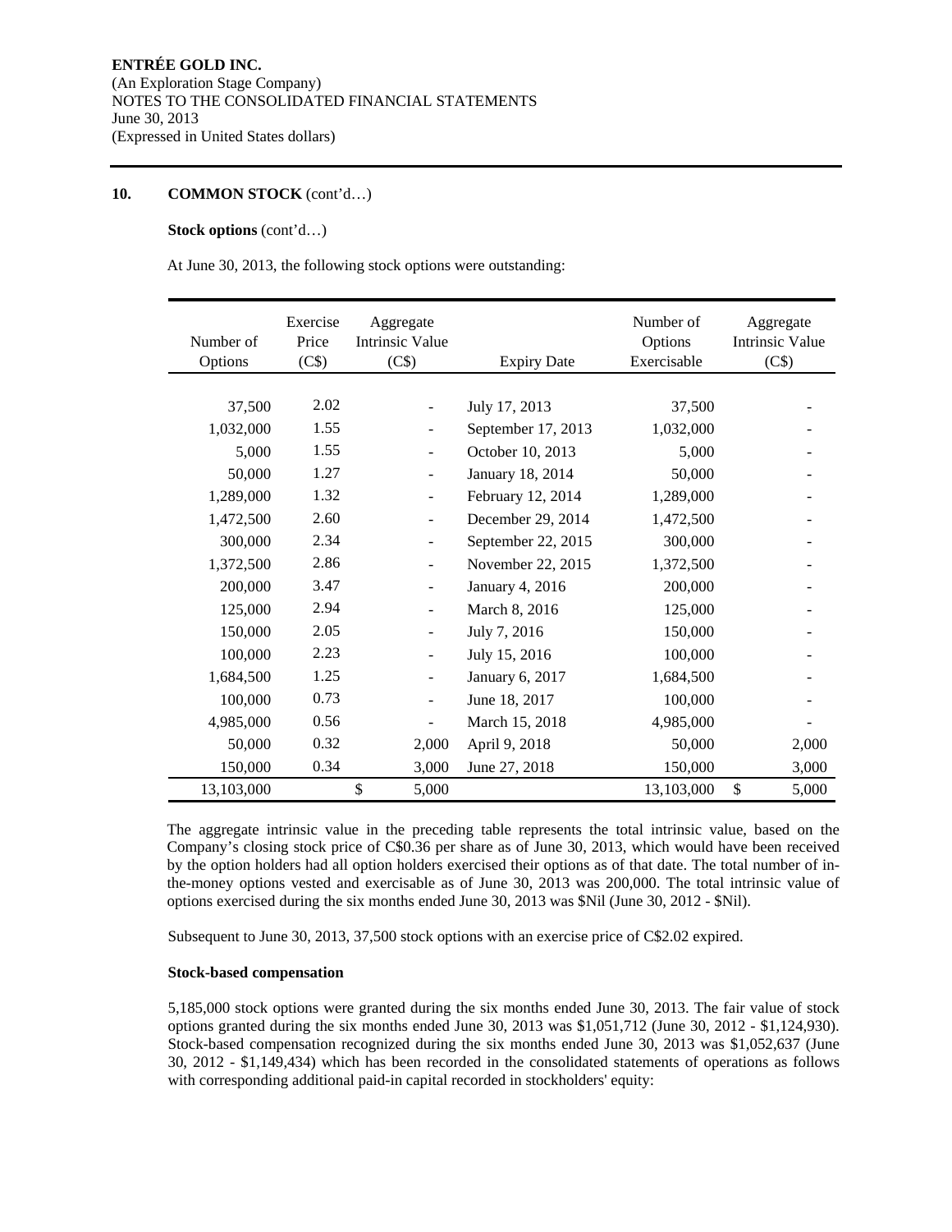**ENTRÉE GOLD INC.**
(An Exploration Stage Company)
NOTES TO THE CONSOLIDATED FINANCIAL STATEMENTS
June 30, 2013
(Expressed in United States dollars)

## 10. COMMON STOCK (cont'd…)

**Stock options** (cont'd…)

At June 30, 2013, the following stock options were outstanding:

| Number of Options | Exercise Price (C$) | Aggregate Intrinsic Value (C$) | Expiry Date | Number of Options Exercisable | Aggregate Intrinsic Value (C$) |
|---|---|---|---|---|---|
| 37,500 | 2.02 | - | July 17, 2013 | 37,500 | - |
| 1,032,000 | 1.55 | - | September 17, 2013 | 1,032,000 | - |
| 5,000 | 1.55 | - | October 10, 2013 | 5,000 | - |
| 50,000 | 1.27 | - | January 18, 2014 | 50,000 | - |
| 1,289,000 | 1.32 | - | February 12, 2014 | 1,289,000 | - |
| 1,472,500 | 2.60 | - | December 29, 2014 | 1,472,500 | - |
| 300,000 | 2.34 | - | September 22, 2015 | 300,000 | - |
| 1,372,500 | 2.86 | - | November 22, 2015 | 1,372,500 | - |
| 200,000 | 3.47 | - | January 4, 2016 | 200,000 | - |
| 125,000 | 2.94 | - | March 8, 2016 | 125,000 | - |
| 150,000 | 2.05 | - | July 7, 2016 | 150,000 | - |
| 100,000 | 2.23 | - | July 15, 2016 | 100,000 | - |
| 1,684,500 | 1.25 | - | January 6, 2017 | 1,684,500 | - |
| 100,000 | 0.73 | - | June 18, 2017 | 100,000 | - |
| 4,985,000 | 0.56 | - | March 15, 2018 | 4,985,000 | - |
| 50,000 | 0.32 | 2,000 | April 9, 2018 | 50,000 | 2,000 |
| 150,000 | 0.34 | 3,000 | June 27, 2018 | 150,000 | 3,000 |
| 13,103,000 | | $ 5,000 | | 13,103,000 | $ 5,000 |

The aggregate intrinsic value in the preceding table represents the total intrinsic value, based on the Company's closing stock price of C$0.36 per share as of June 30, 2013, which would have been received by the option holders had all option holders exercised their options as of that date. The total number of in-the-money options vested and exercisable as of June 30, 2013 was 200,000. The total intrinsic value of options exercised during the six months ended June 30, 2013 was $Nil (June 30, 2012 - $Nil).

Subsequent to June 30, 2013, 37,500 stock options with an exercise price of C$2.02 expired.

**Stock-based compensation**

5,185,000 stock options were granted during the six months ended June 30, 2013. The fair value of stock options granted during the six months ended June 30, 2013 was $1,051,712 (June 30, 2012 - $1,124,930). Stock-based compensation recognized during the six months ended June 30, 2013 was $1,052,637 (June 30, 2012 - $1,149,434) which has been recorded in the consolidated statements of operations as follows with corresponding additional paid-in capital recorded in stockholders' equity: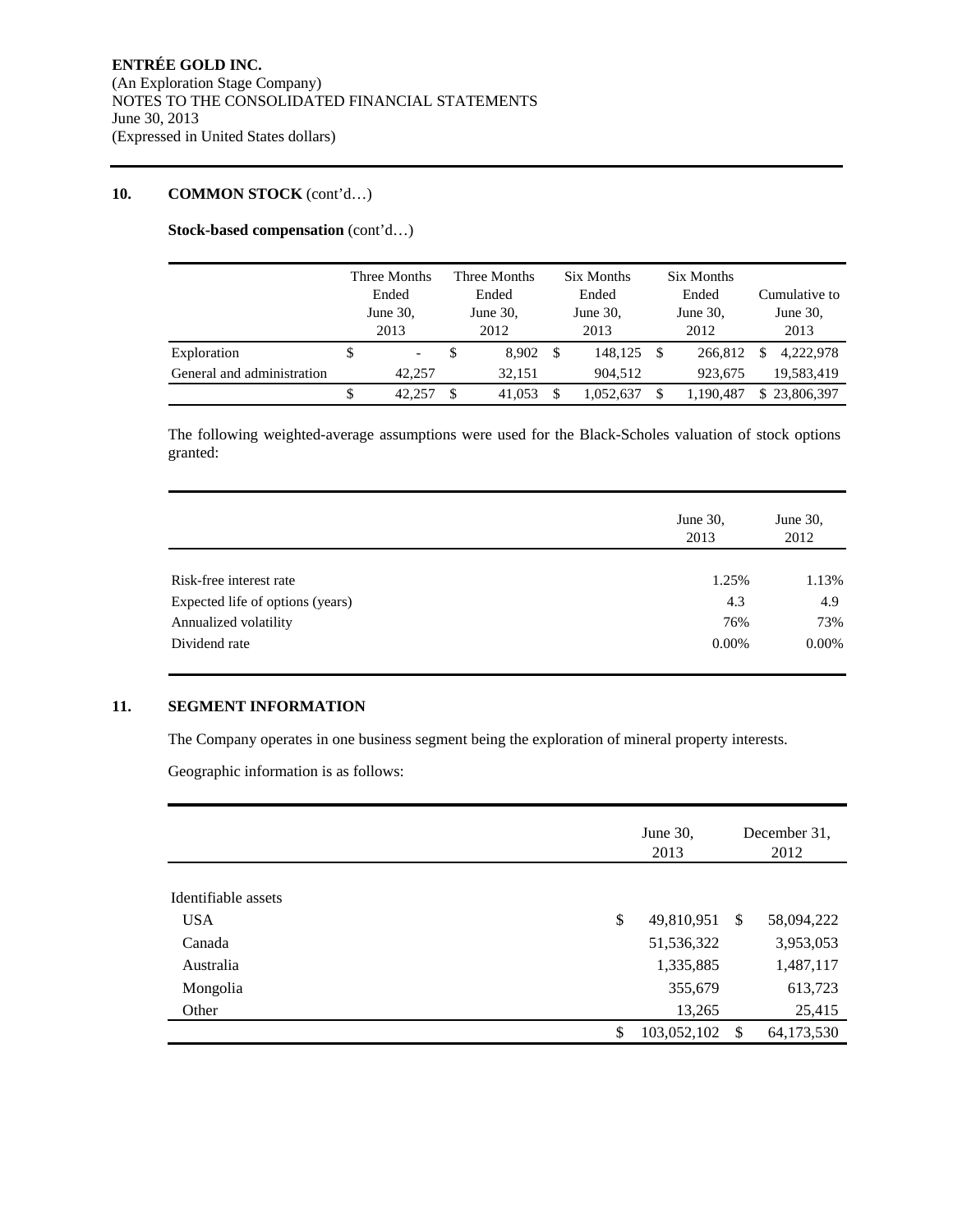ENTRÉE GOLD INC.
(An Exploration Stage Company)
NOTES TO THE CONSOLIDATED FINANCIAL STATEMENTS
June 30, 2013
(Expressed in United States dollars)

## 10. COMMON STOCK (cont'd…)

**Stock-based compensation** (cont'd…)

| | Three Months Ended June 30, 2013 | Three Months Ended June 30, 2012 | Six Months Ended June 30, 2013 | Six Months Ended June 30, 2012 | Cumulative to June 30, 2013 |
|---|---|---|---|---|---|
| Exploration | $ - | $ 8,902 | $ 148,125 | $ 266,812 | $ 4,222,978 |
| General and administration | 42,257 | 32,151 | 904,512 | 923,675 | 19,583,419 |
| | $ 42,257 | $ 41,053 | $ 1,052,637 | $ 1,190,487 | $ 23,806,397 |

The following weighted-average assumptions were used for the Black-Scholes valuation of stock options granted:

| | June 30, 2013 | June 30, 2012 |
|---|---|---|
| Risk-free interest rate | 1.25% | 1.13% |
| Expected life of options (years) | 4.3 | 4.9 |
| Annualized volatility | 76% | 73% |
| Dividend rate | 0.00% | 0.00% |

## 11. SEGMENT INFORMATION

The Company operates in one business segment being the exploration of mineral property interests.

Geographic information is as follows:

| | June 30, 2013 | December 31, 2012 |
|---|---|---|
| Identifiable assets | | |
| USA | $ 49,810,951 | $ 58,094,222 |
| Canada | 51,536,322 | 3,953,053 |
| Australia | 1,335,885 | 1,487,117 |
| Mongolia | 355,679 | 613,723 |
| Other | 13,265 | 25,415 |
| | $ 103,052,102 | $ 64,173,530 |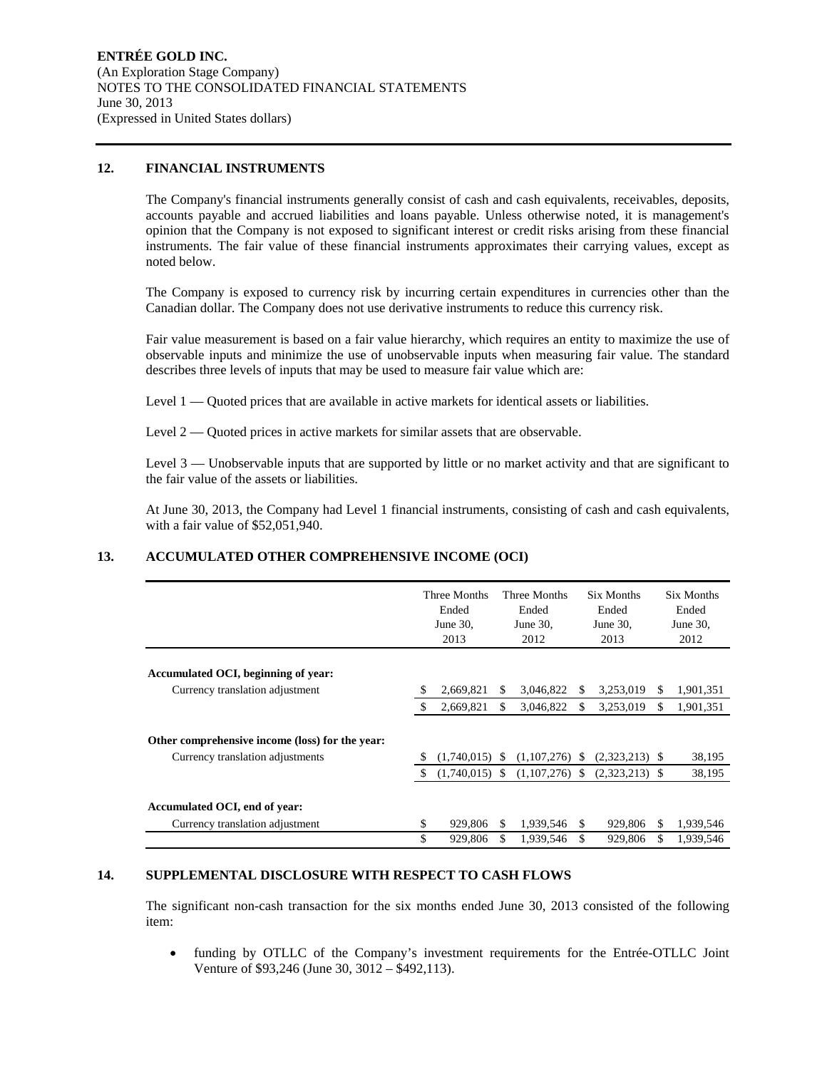## 12. FINANCIAL INSTRUMENTS

The Company's financial instruments generally consist of cash and cash equivalents, receivables, deposits, accounts payable and accrued liabilities and loans payable. Unless otherwise noted, it is management's opinion that the Company is not exposed to significant interest or credit risks arising from these financial instruments. The fair value of these financial instruments approximates their carrying values, except as noted below.

The Company is exposed to currency risk by incurring certain expenditures in currencies other than the Canadian dollar. The Company does not use derivative instruments to reduce this currency risk.

Fair value measurement is based on a fair value hierarchy, which requires an entity to maximize the use of observable inputs and minimize the use of unobservable inputs when measuring fair value. The standard describes three levels of inputs that may be used to measure fair value which are:

Level 1 — Quoted prices that are available in active markets for identical assets or liabilities.

Level 2 — Quoted prices in active markets for similar assets that are observable.

Level 3 — Unobservable inputs that are supported by little or no market activity and that are significant to the fair value of the assets or liabilities.

At June 30, 2013, the Company had Level 1 financial instruments, consisting of cash and cash equivalents, with a fair value of $52,051,940.

## 13. ACCUMULATED OTHER COMPREHENSIVE INCOME (OCI)

| | Three Months Ended June 30, 2013 | Three Months Ended June 30, 2012 | Six Months Ended June 30, 2013 | Six Months Ended June 30, 2012 |
|---|---|---|---|---|
| **Accumulated OCI, beginning of year:** | | | | |
| Currency translation adjustment | $ 2,669,821 | $ 3,046,822 | $ 3,253,019 | $ 1,901,351 |
| | $ 2,669,821 | $ 3,046,822 | $ 3,253,019 | $ 1,901,351 |
| **Other comprehensive income (loss) for the year:** | | | | |
| Currency translation adjustments | $ (1,740,015) | $ (1,107,276) | $ (2,323,213) | $ 38,195 |
| | $ (1,740,015) | $ (1,107,276) | $ (2,323,213) | $ 38,195 |
| **Accumulated OCI, end of year:** | | | | |
| Currency translation adjustment | $ 929,806 | $ 1,939,546 | $ 929,806 | $ 1,939,546 |
| | $ 929,806 | $ 1,939,546 | $ 929,806 | $ 1,939,546 |

## 14. SUPPLEMENTAL DISCLOSURE WITH RESPECT TO CASH FLOWS

The significant non-cash transaction for the six months ended June 30, 2013 consisted of the following item:

- funding by OTLLC of the Company's investment requirements for the Entrée-OTLLC Joint Venture of $93,246 (June 30, 3012 – $492,113).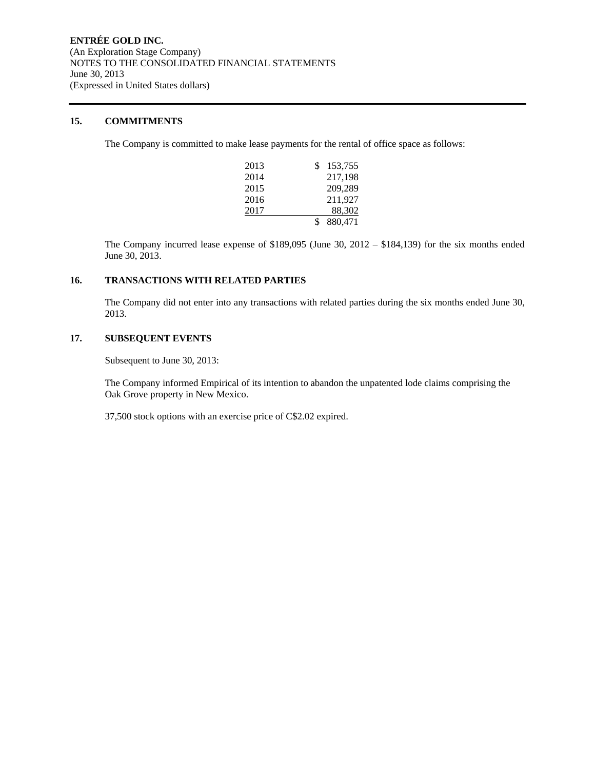**ENTRÉE GOLD INC.**
(An Exploration Stage Company)
NOTES TO THE CONSOLIDATED FINANCIAL STATEMENTS
June 30, 2013
(Expressed in United States dollars)

## 15. COMMITMENTS

The Company is committed to make lease payments for the rental of office space as follows:

| | |
|---|---|
| 2013 | $ 153,755 |
| 2014 | 217,198 |
| 2015 | 209,289 |
| 2016 | 211,927 |
| 2017 | 88,302 |
| | $ 880,471 |

The Company incurred lease expense of $189,095 (June 30, 2012 – $184,139) for the six months ended June 30, 2013.

## 16. TRANSACTIONS WITH RELATED PARTIES

The Company did not enter into any transactions with related parties during the six months ended June 30, 2013.

## 17. SUBSEQUENT EVENTS

Subsequent to June 30, 2013:

The Company informed Empirical of its intention to abandon the unpatented lode claims comprising the Oak Grove property in New Mexico.

37,500 stock options with an exercise price of C$2.02 expired.